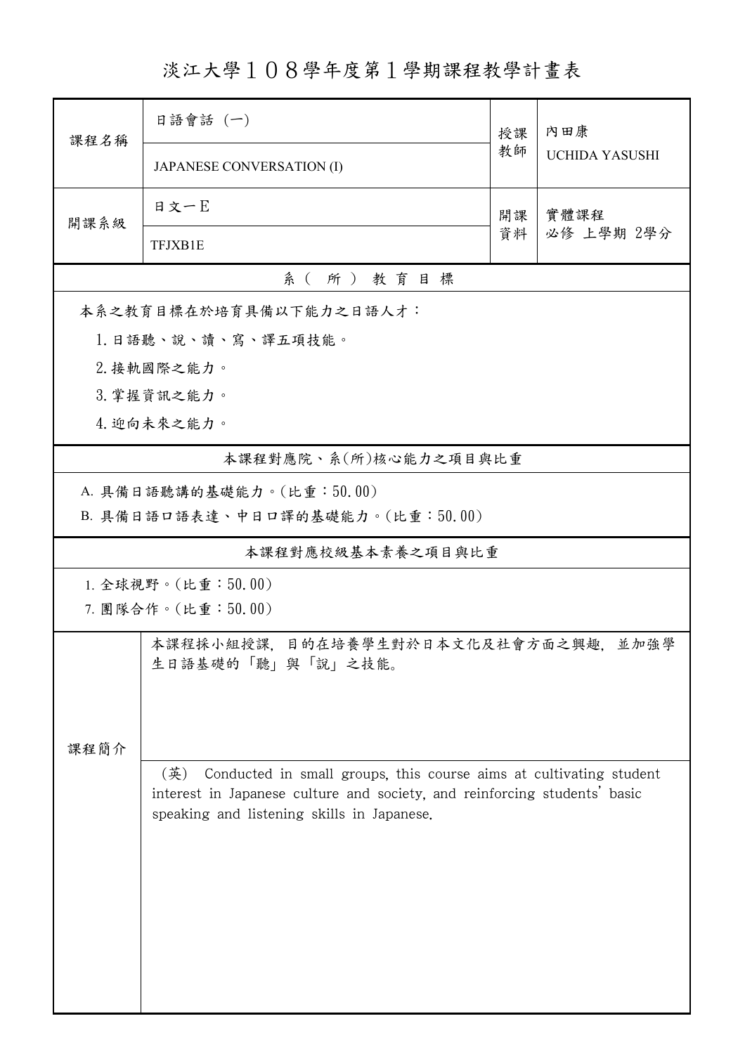# 淡江大學１０８學年度第１學期課程教學計畫表

| 課程名稱 | 日語會話 (一) | 授課教師 | 內田康 |
|---|---|---|---|
| | JAPANESE CONVERSATION (I) | | UCHIDA YASUSHI |
| 開課系級 | 日文一E | 開課資料 | 實體課程<br>必修 上學期 2學分 |
| | TFJXB1E | | |

## 系（所）教育目標

本系之教育目標在於培育具備以下能力之日語人才：

1. 日語聽、說、讀、寫、譯五項技能。
2. 接軌國際之能力。
3. 掌握資訊之能力。
4. 迎向未來之能力。

## 本課程對應院、系(所)核心能力之項目與比重

A. 具備日語聽講的基礎能力。(比重：50.00)

B. 具備日語口語表達、中日口譯的基礎能力。(比重：50.00)

## 本課程對應校級基本素養之項目與比重

1. 全球視野。(比重：50.00)
7. 團隊合作。(比重：50.00)

## 課程簡介

本課程採小組授課，目的在培養學生對於日本文化及社會方面之興趣，並加強學生日語基礎的「聽」與「說」之技能。

(英) Conducted in small groups, this course aims at cultivating student interest in Japanese culture and society, and reinforcing students' basic speaking and listening skills in Japanese.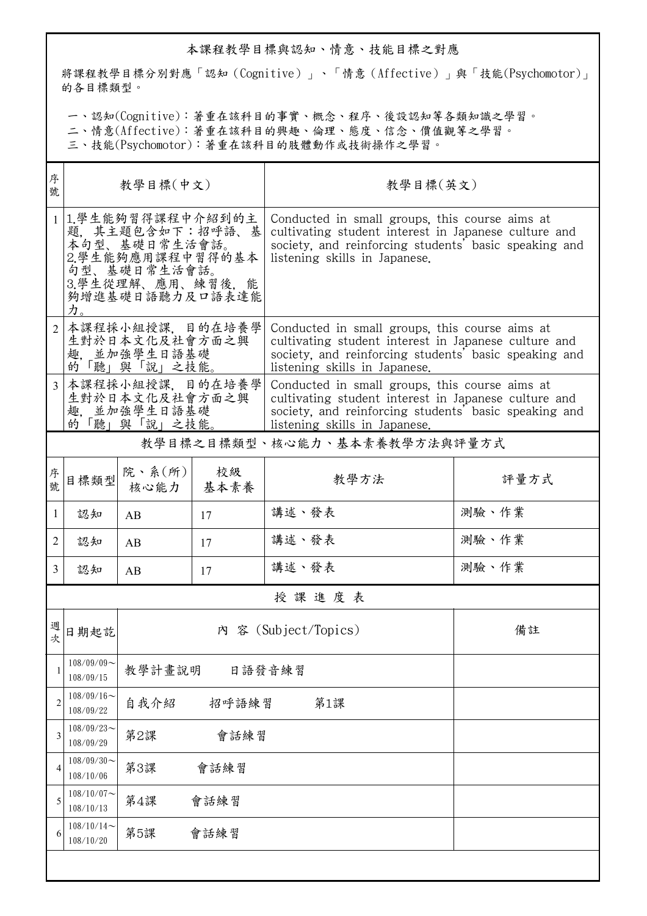## 本課程教學目標與認知、情意、技能目標之對應

將課程教學目標分別對應「認知（Cognitive）」、「情意（Affective）」與「技能(Psychomotor)」的各目標類型。

一、認知(Cognitive)：著重在該科目的事實、概念、程序、後設認知等各類知識之學習。
二、情意(Affective)：著重在該科目的興趣、倫理、態度、信念、價值觀等之學習。
三、技能(Psychomotor)：著重在該科目的肢體動作或技術操作之學習。

| 序號 | 教學目標(中文) | 教學目標(英文) |
|---|---|---|
| 1 | 1.學生能夠習得課程中介紹到的主題，其主題包含如下：招呼語、基本句型、基礎日常生活會話。<br>2.學生能夠應用課程中習得的基本句型、基礎日常生活會話。<br>3.學生從理解、應用、練習後，能夠增進基礎日語聽力及口語表達能力。 | Conducted in small groups, this course aims at cultivating student interest in Japanese culture and society, and reinforcing students' basic speaking and listening skills in Japanese. |
| 2 | 本課程採小組授課，目的在培養學生對於日本文化及社會方面之興趣，並加強學生日語基礎的「聽」與「說」之技能。 | Conducted in small groups, this course aims at cultivating student interest in Japanese culture and society, and reinforcing students' basic speaking and listening skills in Japanese. |
| 3 | 本課程採小組授課，目的在培養學生對於日本文化及社會方面之興趣，並加強學生日語基礎的「聽」與「說」之技能。 | Conducted in small groups, this course aims at cultivating student interest in Japanese culture and society, and reinforcing students' basic speaking and listening skills in Japanese. |

## 教學目標之目標類型、核心能力、基本素養教學方法與評量方式

| 序號 | 目標類型 | 院、系(所)核心能力 | 校級基本素養 | 教學方法 | 評量方式 |
|---|---|---|---|---|---|
| 1 | 認知 | AB | 17 | 講述、發表 | 測驗、作業 |
| 2 | 認知 | AB | 17 | 講述、發表 | 測驗、作業 |
| 3 | 認知 | AB | 17 | 講述、發表 | 測驗、作業 |

## 授 課 進 度 表

| 週次 | 日期起訖 | 內 容 (Subject/Topics) | 備註 |
|---|---|---|---|
| 1 | 108/09/09～108/09/15 | 教學計畫說明　日語發音練習 | |
| 2 | 108/09/16～108/09/22 | 自我介紹　招呼語練習　第1課 | |
| 3 | 108/09/23～108/09/29 | 第2課　會話練習 | |
| 4 | 108/09/30～108/10/06 | 第3課　會話練習 | |
| 5 | 108/10/07～108/10/13 | 第4課　會話練習 | |
| 6 | 108/10/14～108/10/20 | 第5課　會話練習 | |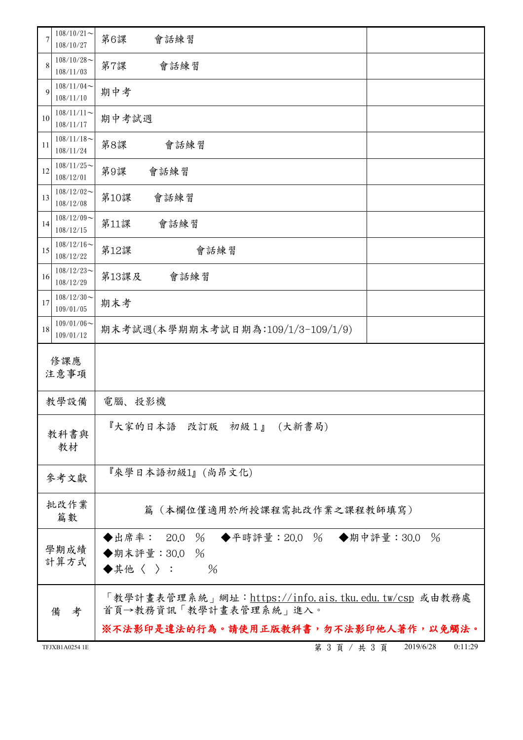| | | | |
|---|---|---|---|
| 7 | 108/10/21～<br>108/10/27 | 第6課　　會話練習 | |
| 8 | 108/10/28～<br>108/11/03 | 第7課　　會話練習 | |
| 9 | 108/11/04～<br>108/11/10 | 期中考 | |
| 10 | 108/11/11～<br>108/11/17 | 期中考試週 | |
| 11 | 108/11/18～<br>108/11/24 | 第8課　　會話練習 | |
| 12 | 108/11/25～<br>108/12/01 | 第9課　　會話練習 | |
| 13 | 108/12/02～<br>108/12/08 | 第10課　　會話練習 | |
| 14 | 108/12/09～<br>108/12/15 | 第11課　　會話練習 | |
| 15 | 108/12/16～<br>108/12/22 | 第12課　　會話練習 | |
| 16 | 108/12/23～<br>108/12/29 | 第13課及　　會話練習 | |
| 17 | 108/12/30～<br>109/01/05 | 期末考 | |
| 18 | 109/01/06～<br>109/01/12 | 期末考試週(本學期期末考試日期為:109/1/3-109/1/9) | |

| | |
|---|---|
| 修課應注意事項 | |
| 教學設備 | 電腦、投影機 |
| 教科書與教材 | 『大家的日本語　改訂版　初級１』（大新書局） |
| 參考文獻 | 『來學日本語初級1』(尚昂文化) |
| 批改作業篇數 | 篇（本欄位僅適用於所授課程需批改作業之課程教師填寫） |
| 學期成績計算方式 | ◆出席率： 20.0 ％　◆平時評量：20.0 ％　◆期中評量：30.0 ％<br>◆期末評量：30.0 ％<br>◆其他〈 〉：　　％ |
| 備　考 | 「教學計畫表管理系統」網址：https://info.ais.tku.edu.tw/csp 或由教務處首頁→教務資訊「教學計畫表管理系統」進入。<br>**※不法影印是違法的行為。請使用正版教科書，勿不法影印他人著作，以免觸法。** |

TFJXB1A0254 1E　　2019/6/28　0:11:29